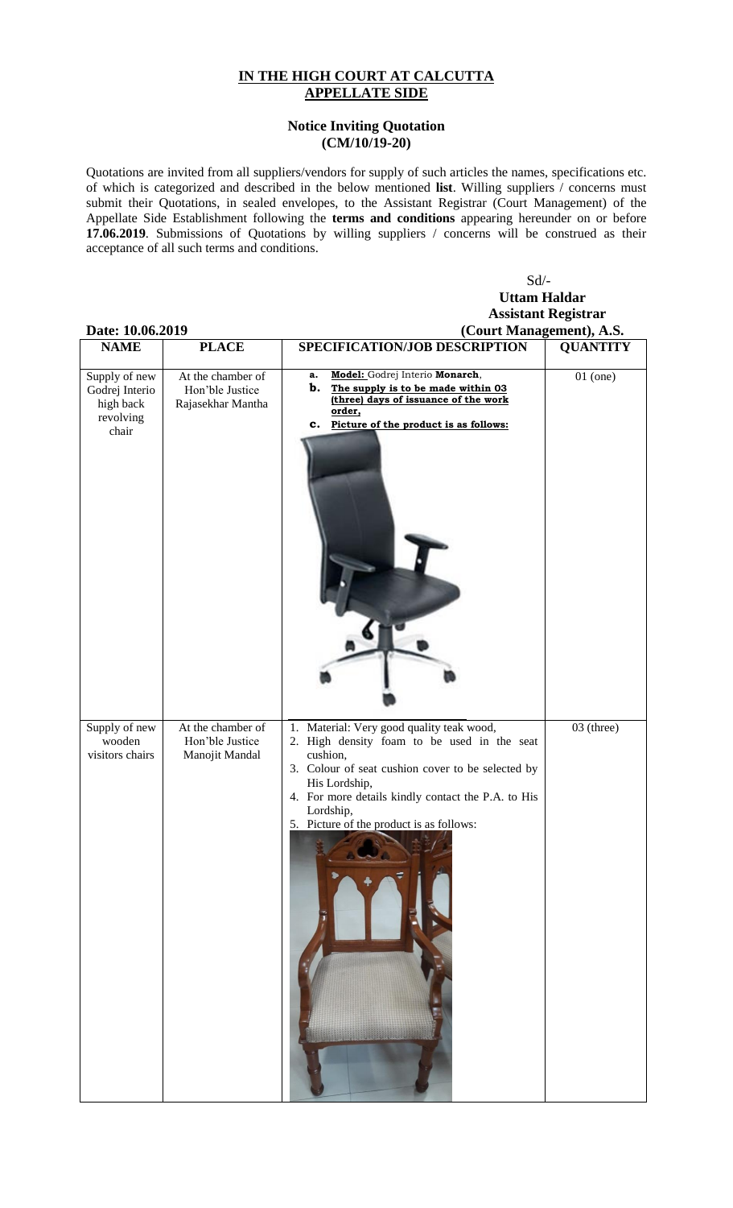# IN THE HIGH COURT AT CALCUTTA
## APPELLATE SIDE

### Notice Inviting Quotation
### (CM/10/19-20)

Quotations are invited from all suppliers/vendors for supply of such articles the names, specifications etc. of which is categorized and described in the below mentioned **list**. Willing suppliers / concerns must submit their Quotations, in sealed envelopes, to the Assistant Registrar (Court Management) of the Appellate Side Establishment following the **terms and conditions** appearing hereunder on or before **17.06.2019**. Submissions of Quotations by willing suppliers / concerns will be construed as their acceptance of all such terms and conditions.

Sd/-
**Uttam Haldar**
**Assistant Registrar**
**(Court Management), A.S.**

**Date: 10.06.2019**

| NAME | PLACE | SPECIFICATION/JOB DESCRIPTION | QUANTITY |
|---|---|---|---|
| Supply of new Godrej Interio high back revolving chair | At the chamber of Hon'ble Justice Rajasekhar Mantha | a. **Model:** Godrej Interio **Monarch**, b. **The supply is to be made within 03 (three) days of issuance of the work order,** c. **Picture of the product is as follows:** | 01 (one) |
| Supply of new wooden visitors chairs | At the chamber of Hon'ble Justice Manojit Mandal | 1. Material: Very good quality teak wood, 2. High density foam to be used in the seat cushion, 3. Colour of seat cushion cover to be selected by His Lordship, 4. For more details kindly contact the P.A. to His Lordship, 5. Picture of the product is as follows: | 03 (three) |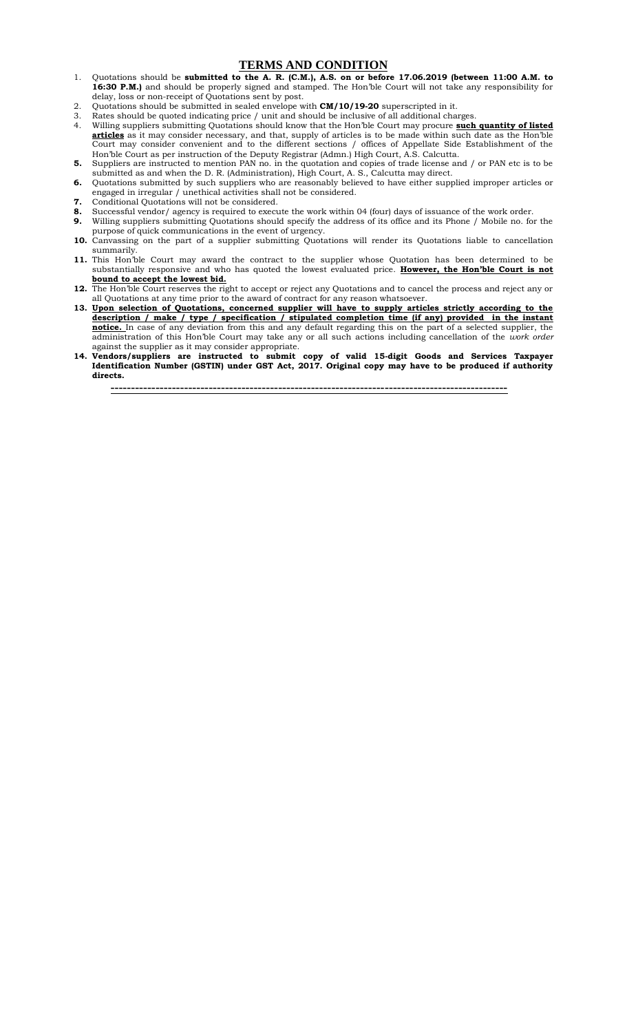# TERMS AND CONDITION

1. Quotations should be **submitted to the A. R. (C.M.), A.S. on or before 17.06.2019 (between 11:00 A.M. to 16:30 P.M.)** and should be properly signed and stamped. The Hon'ble Court will not take any responsibility for delay, loss or non-receipt of Quotations sent by post.
2. Quotations should be submitted in sealed envelope with **CM/10/19-20** superscripted in it.
3. Rates should be quoted indicating price / unit and should be inclusive of all additional charges.
4. Willing suppliers submitting Quotations should know that the Hon'ble Court may procure **such quantity of listed articles** as it may consider necessary, and that, supply of articles is to be made within such date as the Hon'ble Court may consider convenient and to the different sections / offices of Appellate Side Establishment of the Hon'ble Court as per instruction of the Deputy Registrar (Admn.) High Court, A.S. Calcutta.
5. Suppliers are instructed to mention PAN no. in the quotation and copies of trade license and / or PAN etc is to be submitted as and when the D. R. (Administration), High Court, A. S., Calcutta may direct.
6. Quotations submitted by such suppliers who are reasonably believed to have either supplied improper articles or engaged in irregular / unethical activities shall not be considered.
7. Conditional Quotations will not be considered.
8. Successful vendor/ agency is required to execute the work within 04 (four) days of issuance of the work order.
9. Willing suppliers submitting Quotations should specify the address of its office and its Phone / Mobile no. for the purpose of quick communications in the event of urgency.
10. Canvassing on the part of a supplier submitting Quotations will render its Quotations liable to cancellation summarily.
11. This Hon'ble Court may award the contract to the supplier whose Quotation has been determined to be substantially responsive and who has quoted the lowest evaluated price. **However, the Hon'ble Court is not bound to accept the lowest bid.**
12. The Hon'ble Court reserves the right to accept or reject any Quotations and to cancel the process and reject any or all Quotations at any time prior to the award of contract for any reason whatsoever.
13. **Upon selection of Quotations, concerned supplier will have to supply articles strictly according to the description / make / type / specification / stipulated completion time (if any) provided in the instant notice.** In case of any deviation from this and any default regarding this on the part of a selected supplier, the administration of this Hon'ble Court may take any or all such actions including cancellation of the *work order* against the supplier as it may consider appropriate.
14. **Vendors/suppliers are instructed to submit copy of valid 15-digit Goods and Services Taxpayer Identification Number (GSTIN) under GST Act, 2017. Original copy may have to be produced if authority directs.**

---